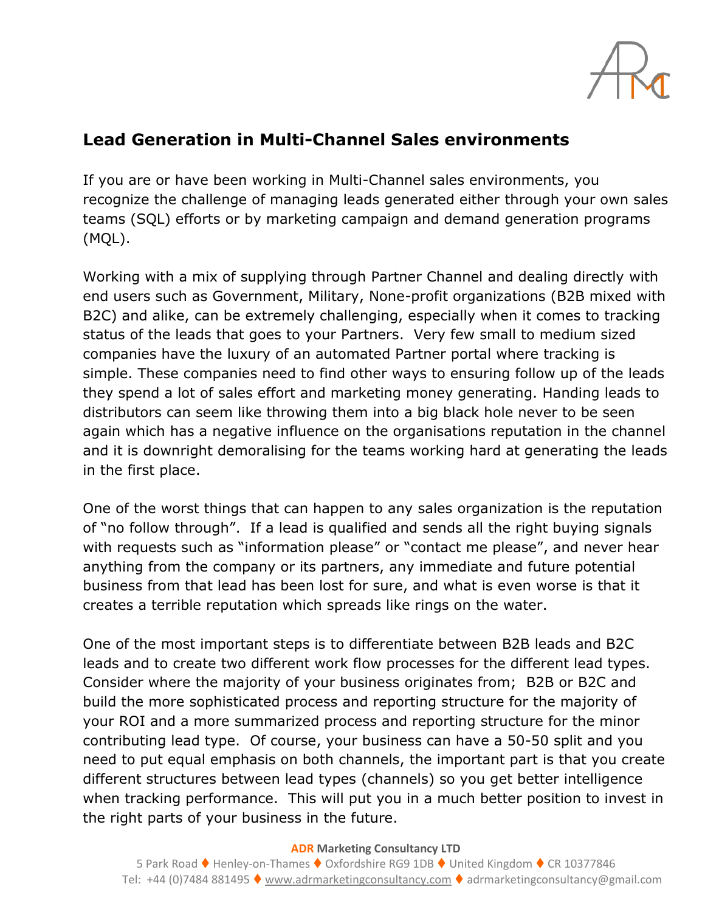## Lead Generation in Multi-Channel Sales environments

If you are or have been working in Multi-Channel sales environments, you recognize the challenge of managing leads generated either through your own sales teams (SQL) efforts or by marketing campaign and demand generation programs (MQL).

Working with a mix of supplying through Partner Channel and dealing directly with end users such as Government, Military, None-profit organizations (B2B mixed with B2C) and alike, can be extremely challenging, especially when it comes to tracking status of the leads that goes to your Partners. Very few small to medium sized companies have the luxury of an automated Partner portal where tracking is simple. These companies need to find other ways to ensuring follow up of the leads they spend a lot of sales effort and marketing money generating. Handing leads to distributors can seem like throwing them into a big black hole never to be seen again which has a negative influence on the organisations reputation in the channel and it is downright demoralising for the teams working hard at generating the leads in the first place.

One of the worst things that can happen to any sales organization is the reputation of "no follow through". If a lead is qualified and sends all the right buying signals with requests such as "information please" or "contact me please", and never hear anything from the company or its partners, any immediate and future potential business from that lead has been lost for sure, and what is even worse is that it creates a terrible reputation which spreads like rings on the water.

One of the most important steps is to differentiate between B2B leads and B2C leads and to create two different work flow processes for the different lead types. Consider where the majority of your business originates from; B2B or B2C and build the more sophisticated process and reporting structure for the majority of your ROI and a more summarized process and reporting structure for the minor contributing lead type. Of course, your business can have a 50-50 split and you need to put equal emphasis on both channels, the important part is that you create different structures between lead types (channels) so you get better intelligence when tracking performance. This will put you in a much better position to invest in the right parts of your business in the future.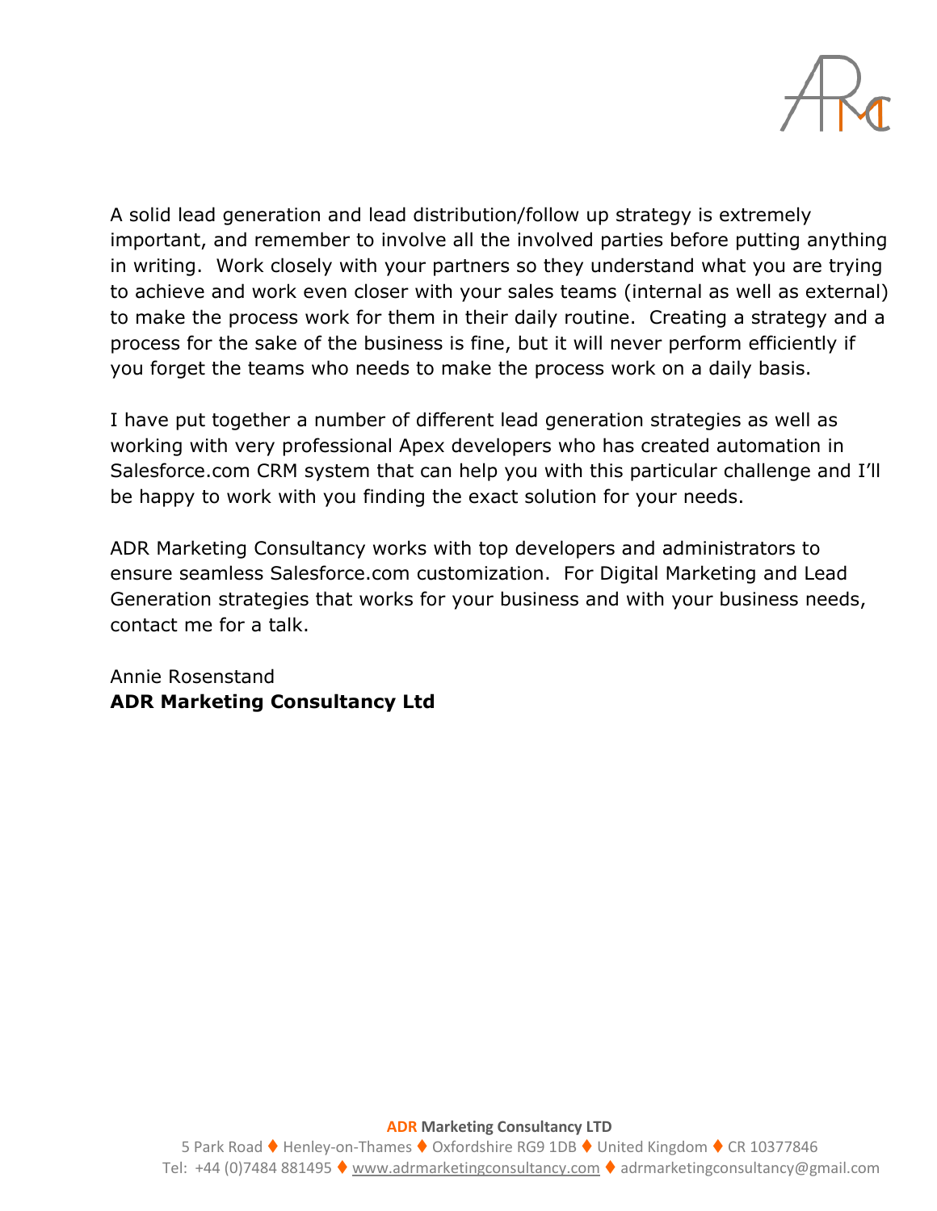A solid lead generation and lead distribution/follow up strategy is extremely important, and remember to involve all the involved parties before putting anything in writing. Work closely with your partners so they understand what you are trying to achieve and work even closer with your sales teams (internal as well as external) to make the process work for them in their daily routine. Creating a strategy and a process for the sake of the business is fine, but it will never perform efficiently if you forget the teams who needs to make the process work on a daily basis.

I have put together a number of different lead generation strategies as well as working with very professional Apex developers who has created automation in Salesforce.com CRM system that can help you with this particular challenge and I'll be happy to work with you finding the exact solution for your needs.

ADR Marketing Consultancy works with top developers and administrators to ensure seamless Salesforce.com customization. For Digital Marketing and Lead Generation strategies that works for your business and with your business needs, contact me for a talk.

Annie Rosenstand
**ADR Marketing Consultancy Ltd**

**ADR Marketing Consultancy LTD**
5 Park Road ♦ Henley-on-Thames ♦ Oxfordshire RG9 1DB ♦ United Kingdom ♦ CR 10377846
Tel: +44 (0)7484 881495 ♦ www.adrmarketingconsultancy.com ♦ adrmarketingconsultancy@gmail.com